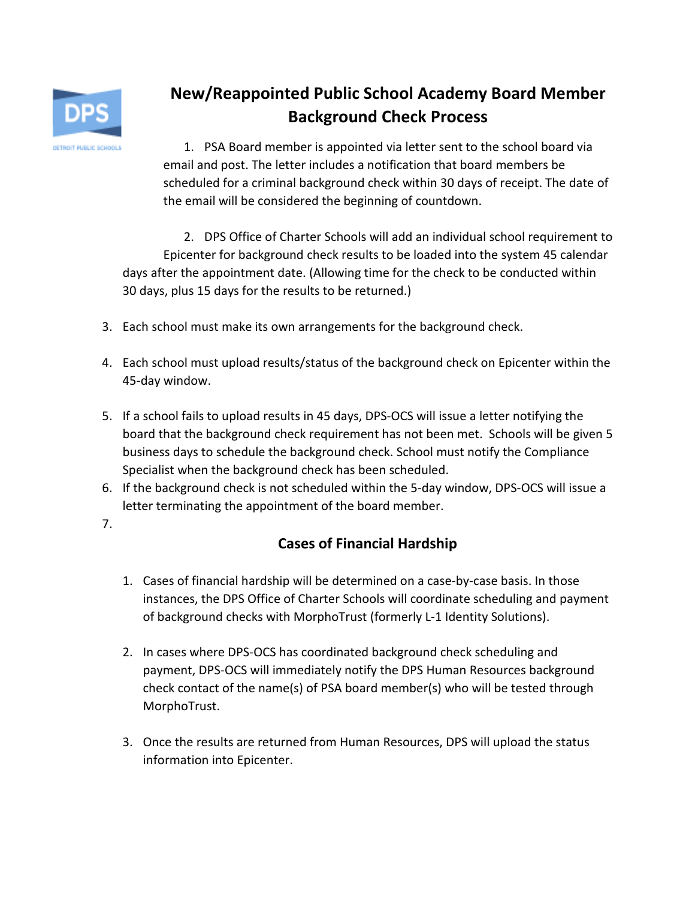# New/Reappointed Public School Academy Board Member Background Check Process

1. PSA Board member is appointed via letter sent to the school board via email and post. The letter includes a notification that board members be scheduled for a criminal background check within 30 days of receipt. The date of the email will be considered the beginning of countdown.

2. DPS Office of Charter Schools will add an individual school requirement to Epicenter for background check results to be loaded into the system 45 calendar days after the appointment date. (Allowing time for the check to be conducted within 30 days, plus 15 days for the results to be returned.)

3. Each school must make its own arrangements for the background check.

4. Each school must upload results/status of the background check on Epicenter within the 45-day window.

5. If a school fails to upload results in 45 days, DPS-OCS will issue a letter notifying the board that the background check requirement has not been met. Schools will be given 5 business days to schedule the background check. School must notify the Compliance Specialist when the background check has been scheduled.
6. If the background check is not scheduled within the 5-day window, DPS-OCS will issue a letter terminating the appointment of the board member.
7.

## Cases of Financial Hardship

1. Cases of financial hardship will be determined on a case-by-case basis. In those instances, the DPS Office of Charter Schools will coordinate scheduling and payment of background checks with MorphoTrust (formerly L-1 Identity Solutions).

2. In cases where DPS-OCS has coordinated background check scheduling and payment, DPS-OCS will immediately notify the DPS Human Resources background check contact of the name(s) of PSA board member(s) who will be tested through MorphoTrust.

3. Once the results are returned from Human Resources, DPS will upload the status information into Epicenter.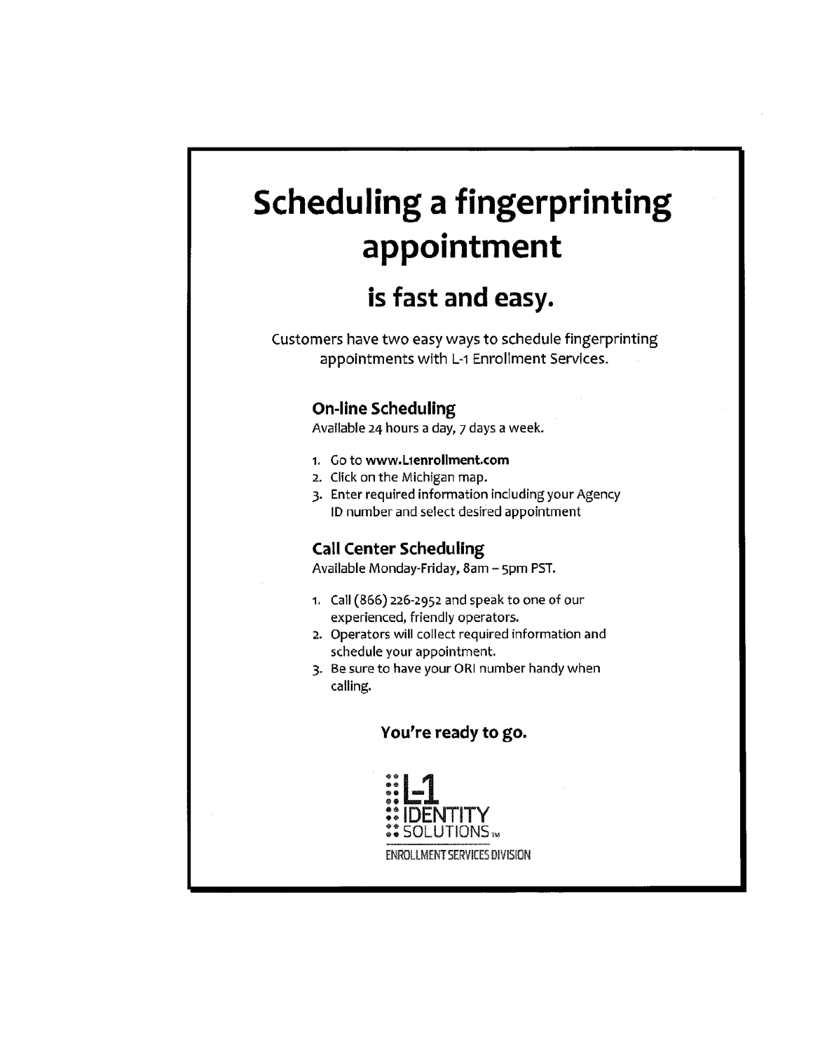# Scheduling a fingerprinting appointment

## is fast and easy.

Customers have two easy ways to schedule fingerprinting appointments with L-1 Enrollment Services.

### On-line Scheduling

Available 24 hours a day, 7 days a week.

1. Go to **www.L1enrollment.com**
2. Click on the Michigan map.
3. Enter required information including your Agency ID number and select desired appointment

### Call Center Scheduling

Available Monday-Friday, 8am – 5pm PST.

1. Call (866) 226-2952 and speak to one of our experienced, friendly operators.
2. Operators will collect required information and schedule your appointment.
3. Be sure to have your ORI number handy when calling.

**You're ready to go.**

L-1 IDENTITY SOLUTIONS™

ENROLLMENT SERVICES DIVISION